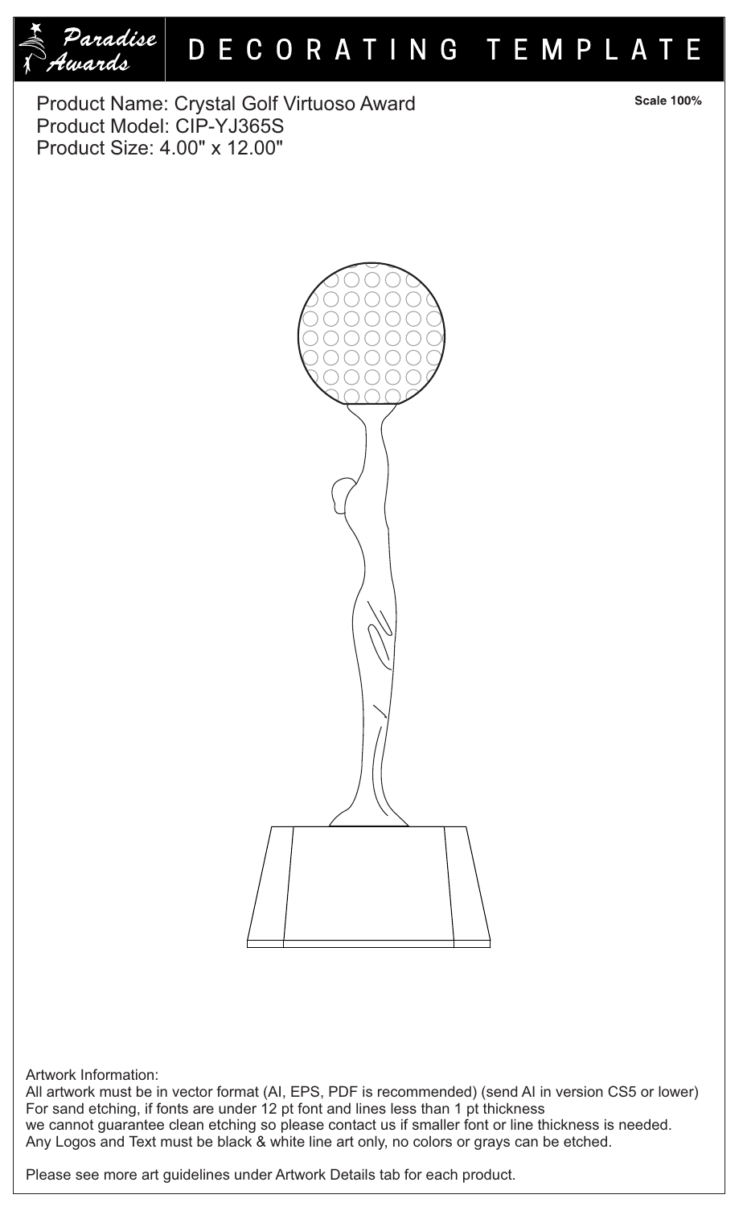Paradise Awards

# DECORATING TEMPLATE

Product Name: Crystal Golf Virtuoso Award
Product Model: CIP-YJ365S
Product Size: 4.00" x 12.00"

**Scale 100%**

Artwork Information:
All artwork must be in vector format (AI, EPS, PDF is recommended) (send AI in version CS5 or lower)
For sand etching, if fonts are under 12 pt font and lines less than 1 pt thickness
we cannot guarantee clean etching so please contact us if smaller font or line thickness is needed.
Any Logos and Text must be black & white line art only, no colors or grays can be etched.

Please see more art guidelines under Artwork Details tab for each product.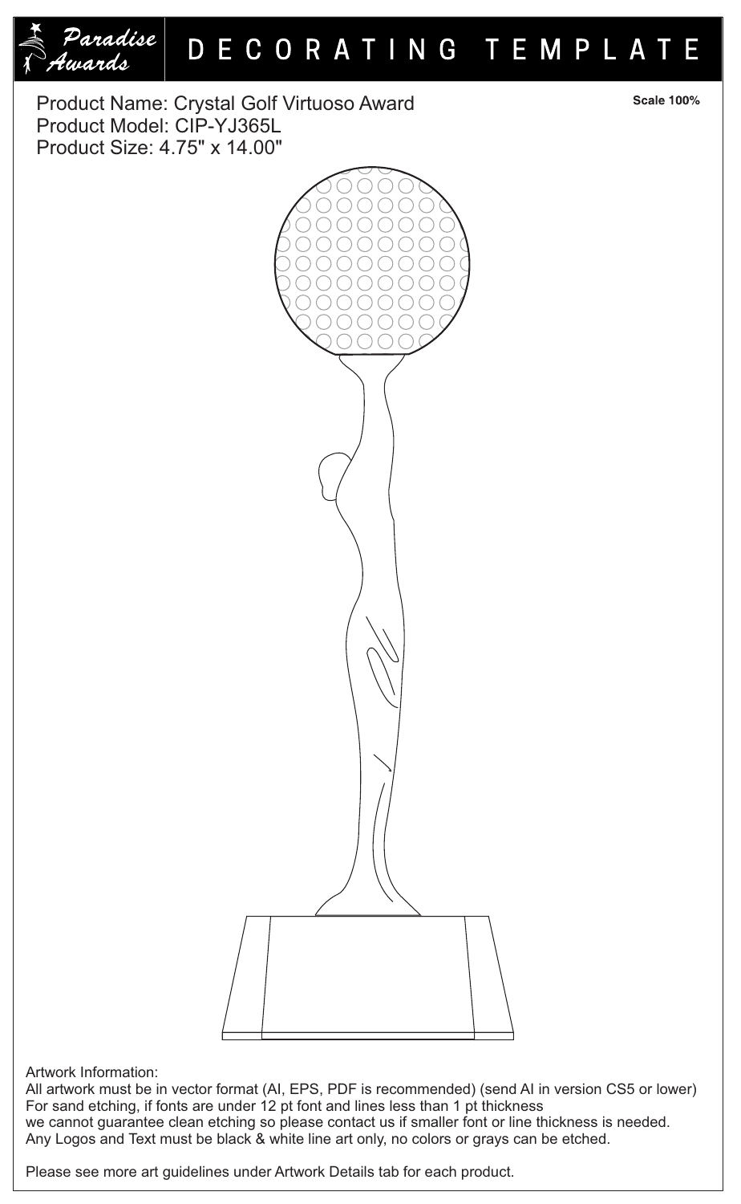Paradise Awards

# DECORATING TEMPLATE

Product Name: Crystal Golf Virtuoso Award
Product Model: CIP-YJ365L
Product Size: 4.75" x 14.00"

**Scale 100%**

Artwork Information:
All artwork must be in vector format (AI, EPS, PDF is recommended) (send AI in version CS5 or lower)
For sand etching, if fonts are under 12 pt font and lines less than 1 pt thickness
we cannot guarantee clean etching so please contact us if smaller font or line thickness is needed.
Any Logos and Text must be black & white line art only, no colors or grays can be etched.

Please see more art guidelines under Artwork Details tab for each product.